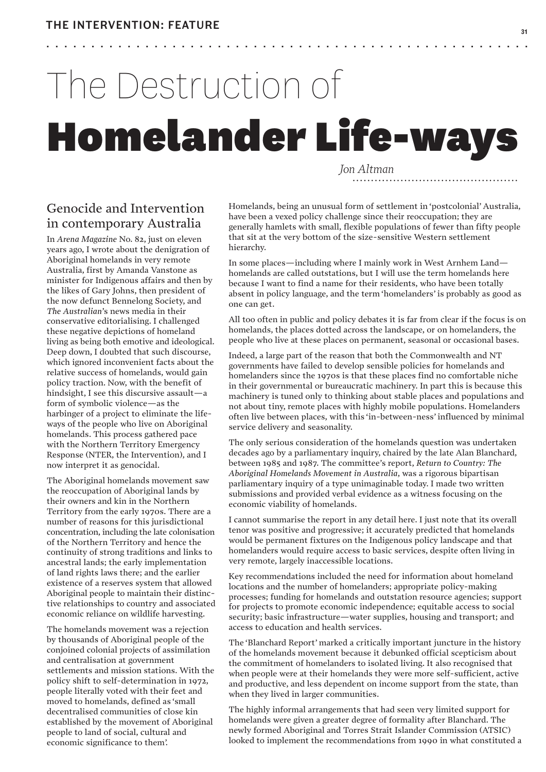# The Destruction of Homelander Life-ways

*Jon Altman*

## Genocide and Intervention in contemporary Australia

In *Arena Magazine* No. 82, just on eleven years ago, I wrote about the denigration of Aboriginal homelands in very remote Australia, first by Amanda Vanstone as minister for Indigenous affairs and then by the likes of Gary Johns, then president of the now defunct Bennelong Society, and *The Australian*'s news media in their conservative editorialising. I challenged these negative depictions of homeland living as being both emotive and ideological. Deep down, I doubted that such discourse, which ignored inconvenient facts about the relative success of homelands, would gain policy traction. Now, with the benefit of hindsight, I see this discursive assault—a form of symbolic violence—as the harbinger of a project to eliminate the life-ways of the people who live on Aboriginal homelands. This process gathered pace with the Northern Territory Emergency Response (NTER, the Intervention), and I now interpret it as genocidal.

The Aboriginal homelands movement saw the reoccupation of Aboriginal lands by their owners and kin in the Northern Territory from the early 1970s. There are a number of reasons for this jurisdictional concentration, including the late colonisation of the Northern Territory and hence the continuity of strong traditions and links to ancestral lands; the early implementation of land rights laws there; and the earlier existence of a reserves system that allowed Aboriginal people to maintain their distinctive relationships to country and associated economic reliance on wildlife harvesting.

The homelands movement was a rejection by thousands of Aboriginal people of the conjoined colonial projects of assimilation and centralisation at government settlements and mission stations. With the policy shift to self-determination in 1972, people literally voted with their feet and moved to homelands, defined as 'small decentralised communities of close kin established by the movement of Aboriginal people to land of social, cultural and economic significance to them'.

Homelands, being an unusual form of settlement in 'postcolonial' Australia, have been a vexed policy challenge since their reoccupation; they are generally hamlets with small, flexible populations of fewer than fifty people that sit at the very bottom of the size-sensitive Western settlement hierarchy.

In some places—including where I mainly work in West Arnhem Land—homelands are called outstations, but I will use the term homelands here because I want to find a name for their residents, who have been totally absent in policy language, and the term 'homelanders' is probably as good as one can get.

All too often in public and policy debates it is far from clear if the focus is on homelands, the places dotted across the landscape, or on homelanders, the people who live at these places on permanent, seasonal or occasional bases.

Indeed, a large part of the reason that both the Commonwealth and NT governments have failed to develop sensible policies for homelands and homelanders since the 1970s is that these places find no comfortable niche in their governmental or bureaucratic machinery. In part this is because this machinery is tuned only to thinking about stable places and populations and not about tiny, remote places with highly mobile populations. Homelanders often live between places, with this 'in-between-ness' influenced by minimal service delivery and seasonality.

The only serious consideration of the homelands question was undertaken decades ago by a parliamentary inquiry, chaired by the late Alan Blanchard, between 1985 and 1987. The committee's report, *Return to Country: The Aboriginal Homelands Movement in Australia*, was a rigorous bipartisan parliamentary inquiry of a type unimaginable today. I made two written submissions and provided verbal evidence as a witness focusing on the economic viability of homelands.

I cannot summarise the report in any detail here. I just note that its overall tenor was positive and progressive; it accurately predicted that homelands would be permanent fixtures on the Indigenous policy landscape and that homelanders would require access to basic services, despite often living in very remote, largely inaccessible locations.

Key recommendations included the need for information about homeland locations and the number of homelanders; appropriate policy-making processes; funding for homelands and outstation resource agencies; support for projects to promote economic independence; equitable access to social security; basic infrastructure—water supplies, housing and transport; and access to education and health services.

The 'Blanchard Report' marked a critically important juncture in the history of the homelands movement because it debunked official scepticism about the commitment of homelanders to isolated living. It also recognised that when people were at their homelands they were more self-sufficient, active and productive, and less dependent on income support from the state, than when they lived in larger communities.

The highly informal arrangements that had seen very limited support for homelands were given a greater degree of formality after Blanchard. The newly formed Aboriginal and Torres Strait Islander Commission (ATSIC) looked to implement the recommendations from 1990 in what constituted a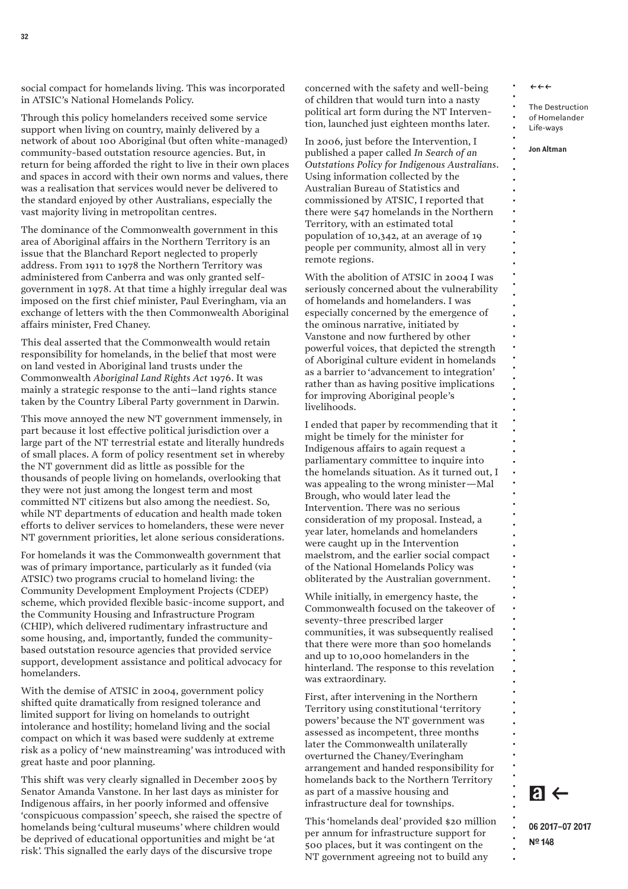social compact for homelands living. This was incorporated in ATSIC's National Homelands Policy.

Through this policy homelanders received some service support when living on country, mainly delivered by a network of about 100 Aboriginal (but often white-managed) community-based outstation resource agencies. But, in return for being afforded the right to live in their own places and spaces in accord with their own norms and values, there was a realisation that services would never be delivered to the standard enjoyed by other Australians, especially the vast majority living in metropolitan centres.

The dominance of the Commonwealth government in this area of Aboriginal affairs in the Northern Territory is an issue that the Blanchard Report neglected to properly address. From 1911 to 1978 the Northern Territory was administered from Canberra and was only granted self-government in 1978. At that time a highly irregular deal was imposed on the first chief minister, Paul Everingham, via an exchange of letters with the then Commonwealth Aboriginal affairs minister, Fred Chaney.

This deal asserted that the Commonwealth would retain responsibility for homelands, in the belief that most were on land vested in Aboriginal land trusts under the Commonwealth *Aboriginal Land Rights Act* 1976. It was mainly a strategic response to the anti–land rights stance taken by the Country Liberal Party government in Darwin.

This move annoyed the new NT government immensely, in part because it lost effective political jurisdiction over a large part of the NT terrestrial estate and literally hundreds of small places. A form of policy resentment set in whereby the NT government did as little as possible for the thousands of people living on homelands, overlooking that they were not just among the longest term and most committed NT citizens but also among the neediest. So, while NT departments of education and health made token efforts to deliver services to homelanders, these were never NT government priorities, let alone serious considerations.

For homelands it was the Commonwealth government that was of primary importance, particularly as it funded (via ATSIC) two programs crucial to homeland living: the Community Development Employment Projects (CDEP) scheme, which provided flexible basic-income support, and the Community Housing and Infrastructure Program (CHIP), which delivered rudimentary infrastructure and some housing, and, importantly, funded the community-based outstation resource agencies that provided service support, development assistance and political advocacy for homelanders.

With the demise of ATSIC in 2004, government policy shifted quite dramatically from resigned tolerance and limited support for living on homelands to outright intolerance and hostility; homeland living and the social compact on which it was based were suddenly at extreme risk as a policy of 'new mainstreaming' was introduced with great haste and poor planning.

This shift was very clearly signalled in December 2005 by Senator Amanda Vanstone. In her last days as minister for Indigenous affairs, in her poorly informed and offensive 'conspicuous compassion' speech, she raised the spectre of homelands being 'cultural museums' where children would be deprived of educational opportunities and might be 'at risk'. This signalled the early days of the discursive trope concerned with the safety and well-being of children that would turn into a nasty political art form during the NT Intervention, launched just eighteen months later.

In 2006, just before the Intervention, I published a paper called *In Search of an Outstations Policy for Indigenous Australians*. Using information collected by the Australian Bureau of Statistics and commissioned by ATSIC, I reported that there were 547 homelands in the Northern Territory, with an estimated total population of 10,342, at an average of 19 people per community, almost all in very remote regions.

With the abolition of ATSIC in 2004 I was seriously concerned about the vulnerability of homelands and homelanders. I was especially concerned by the emergence of the ominous narrative, initiated by Vanstone and now furthered by other powerful voices, that depicted the strength of Aboriginal culture evident in homelands as a barrier to 'advancement to integration' rather than as having positive implications for improving Aboriginal people's livelihoods.

I ended that paper by recommending that it might be timely for the minister for Indigenous affairs to again request a parliamentary committee to inquire into the homelands situation. As it turned out, I was appealing to the wrong minister—Mal Brough, who would later lead the Intervention. There was no serious consideration of my proposal. Instead, a year later, homelands and homelanders were caught up in the Intervention maelstrom, and the earlier social compact of the National Homelands Policy was obliterated by the Australian government.

While initially, in emergency haste, the Commonwealth focused on the takeover of seventy-three prescribed larger communities, it was subsequently realised that there were more than 500 homelands and up to 10,000 homelanders in the hinterland. The response to this revelation was extraordinary.

First, after intervening in the Northern Territory using constitutional 'territory powers' because the NT government was assessed as incompetent, three months later the Commonwealth unilaterally overturned the Chaney/Everingham arrangement and handed responsibility for homelands back to the Northern Territory as part of a massive housing and infrastructure deal for townships.

This 'homelands deal' provided $20 million per annum for infrastructure support for 500 places, but it was contingent on the NT government agreeing not to build any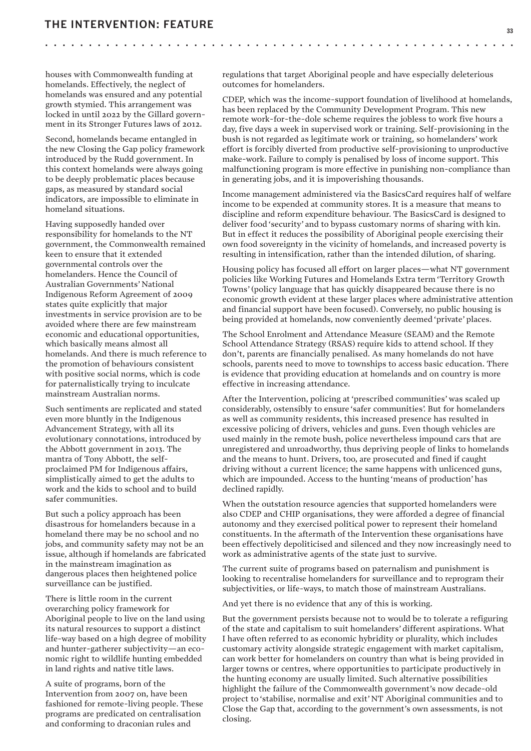houses with Commonwealth funding at homelands. Effectively, the neglect of homelands was ensured and any potential growth stymied. This arrangement was locked in until 2022 by the Gillard government in its Stronger Futures laws of 2012.

Second, homelands became entangled in the new Closing the Gap policy framework introduced by the Rudd government. In this context homelands were always going to be deeply problematic places because gaps, as measured by standard social indicators, are impossible to eliminate in homeland situations.

Having supposedly handed over responsibility for homelands to the NT government, the Commonwealth remained keen to ensure that it extended governmental controls over the homelanders. Hence the Council of Australian Governments' National Indigenous Reform Agreement of 2009 states quite explicitly that major investments in service provision are to be avoided where there are few mainstream economic and educational opportunities, which basically means almost all homelands. And there is much reference to the promotion of behaviours consistent with positive social norms, which is code for paternalistically trying to inculcate mainstream Australian norms.

Such sentiments are replicated and stated even more bluntly in the Indigenous Advancement Strategy, with all its evolutionary connotations, introduced by the Abbott government in 2013. The mantra of Tony Abbott, the self-proclaimed PM for Indigenous affairs, simplistically aimed to get the adults to work and the kids to school and to build safer communities.

But such a policy approach has been disastrous for homelanders because in a homeland there may be no school and no jobs, and community safety may not be an issue, although if homelands are fabricated in the mainstream imagination as dangerous places then heightened police surveillance can be justified.

There is little room in the current overarching policy framework for Aboriginal people to live on the land using its natural resources to support a distinct life-way based on a high degree of mobility and hunter-gatherer subjectivity—an economic right to wildlife hunting embedded in land rights and native title laws.

A suite of programs, born of the Intervention from 2007 on, have been fashioned for remote-living people. These programs are predicated on centralisation and conforming to draconian rules and regulations that target Aboriginal people and have especially deleterious outcomes for homelanders.

CDEP, which was the income-support foundation of livelihood at homelands, has been replaced by the Community Development Program. This new remote work-for-the-dole scheme requires the jobless to work five hours a day, five days a week in supervised work or training. Self-provisioning in the bush is not regarded as legitimate work or training, so homelanders' work effort is forcibly diverted from productive self-provisioning to unproductive make-work. Failure to comply is penalised by loss of income support. This malfunctioning program is more effective in punishing non-compliance than in generating jobs, and it is impoverishing thousands.

Income management administered via the BasicsCard requires half of welfare income to be expended at community stores. It is a measure that means to discipline and reform expenditure behaviour. The BasicsCard is designed to deliver food 'security' and to bypass customary norms of sharing with kin. But in effect it reduces the possibility of Aboriginal people exercising their own food sovereignty in the vicinity of homelands, and increased poverty is resulting in intensification, rather than the intended dilution, of sharing.

Housing policy has focused all effort on larger places—what NT government policies like Working Futures and Homelands Extra term 'Territory Growth Towns' (policy language that has quickly disappeared because there is no economic growth evident at these larger places where administrative attention and financial support have been focused). Conversely, no public housing is being provided at homelands, now conveniently deemed 'private' places.

The School Enrolment and Attendance Measure (SEAM) and the Remote School Attendance Strategy (RSAS) require kids to attend school. If they don't, parents are financially penalised. As many homelands do not have schools, parents need to move to townships to access basic education. There is evidence that providing education at homelands and on country is more effective in increasing attendance.

After the Intervention, policing at 'prescribed communities' was scaled up considerably, ostensibly to ensure 'safer communities'. But for homelanders as well as community residents, this increased presence has resulted in excessive policing of drivers, vehicles and guns. Even though vehicles are used mainly in the remote bush, police nevertheless impound cars that are unregistered and unroadworthy, thus depriving people of links to homelands and the means to hunt. Drivers, too, are prosecuted and fined if caught driving without a current licence; the same happens with unlicenced guns, which are impounded. Access to the hunting 'means of production' has declined rapidly.

When the outstation resource agencies that supported homelanders were also CDEP and CHIP organisations, they were afforded a degree of financial autonomy and they exercised political power to represent their homeland constituents. In the aftermath of the Intervention these organisations have been effectively depoliticised and silenced and they now increasingly need to work as administrative agents of the state just to survive.

The current suite of programs based on paternalism and punishment is looking to recentralise homelanders for surveillance and to reprogram their subjectivities, or life-ways, to match those of mainstream Australians.

And yet there is no evidence that any of this is working.

But the government persists because not to would be to tolerate a refiguring of the state and capitalism to suit homelanders' different aspirations. What I have often referred to as economic hybridity or plurality, which includes customary activity alongside strategic engagement with market capitalism, can work better for homelanders on country than what is being provided in larger towns or centres, where opportunities to participate productively in the hunting economy are usually limited. Such alternative possibilities highlight the failure of the Commonwealth government's now decade-old project to 'stabilise, normalise and exit' NT Aboriginal communities and to Close the Gap that, according to the government's own assessments, is not closing.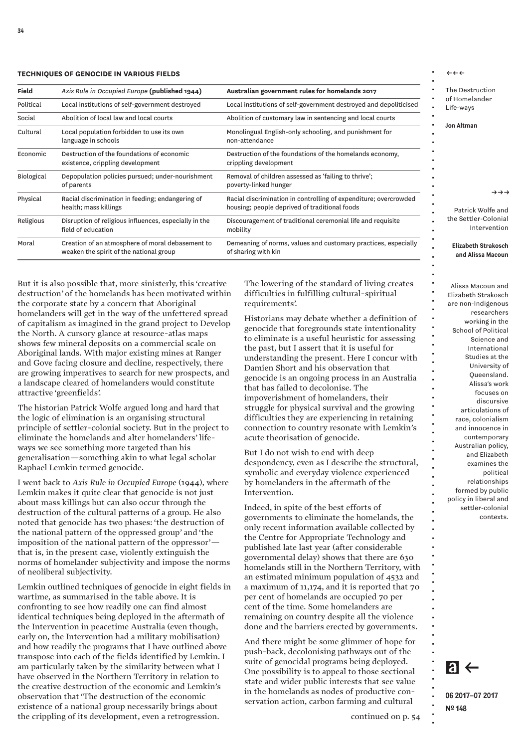**TECHNIQUES OF GENOCIDE IN VARIOUS FIELDS**

| Field | *Axis Rule in Occupied Europe* (published 1944) | Australian government rules for homelands 2017 |
|---|---|---|
| Political | Local institutions of self-government destroyed | Local institutions of self-government destroyed and depoliticised |
| Social | Abolition of local law and local courts | Abolition of customary law in sentencing and local courts |
| Cultural | Local population forbidden to use its own language in schools | Monolingual English-only schooling, and punishment for non-attendance |
| Economic | Destruction of the foundations of economic existence, crippling development | Destruction of the foundations of the homelands economy, crippling development |
| Biological | Depopulation policies pursued; under-nourishment of parents | Removal of children assessed as 'failing to thrive'; poverty-linked hunger |
| Physical | Racial discrimination in feeding; endangering of health; mass killings | Racial discrimination in controlling of expenditure; overcrowded housing; people deprived of traditional foods |
| Religious | Disruption of religious influences, especially in the field of education | Discouragement of traditional ceremonial life and requisite mobility |
| Moral | Creation of an atmosphere of moral debasement to weaken the spirit of the national group | Demeaning of norms, values and customary practices, especially of sharing with kin |

But it is also possible that, more sinisterly, this 'creative destruction' of the homelands has been motivated within the corporate state by a concern that Aboriginal homelanders will get in the way of the unfettered spread of capitalism as imagined in the grand project to Develop the North. A cursory glance at resource-atlas maps shows few mineral deposits on a commercial scale on Aboriginal lands. With major existing mines at Ranger and Gove facing closure and decline, respectively, there are growing imperatives to search for new prospects, and a landscape cleared of homelanders would constitute attractive 'greenfields'.

The historian Patrick Wolfe argued long and hard that the logic of elimination is an organising structural principle of settler-colonial society. But in the project to eliminate the homelands and alter homelanders' life-ways we see something more targeted than his generalisation—something akin to what legal scholar Raphael Lemkin termed genocide.

I went back to *Axis Rule in Occupied Europe* (1944), where Lemkin makes it quite clear that genocide is not just about mass killings but can also occur through the destruction of the cultural patterns of a group. He also noted that genocide has two phases: 'the destruction of the national pattern of the oppressed group' and 'the imposition of the national pattern of the oppressor'—that is, in the present case, violently extinguish the norms of homelander subjectivity and impose the norms of neoliberal subjectivity.

Lemkin outlined techniques of genocide in eight fields in wartime, as summarised in the table above. It is confronting to see how readily one can find almost identical techniques being deployed in the aftermath of the Intervention in peacetime Australia (even though, early on, the Intervention had a military mobilisation) and how readily the programs that I have outlined above transpose into each of the fields identified by Lemkin. I am particularly taken by the similarity between what I have observed in the Northern Territory in relation to the creative destruction of the economic and Lemkin's observation that 'The destruction of the economic existence of a national group necessarily brings about the crippling of its development, even a retrogression. The lowering of the standard of living creates difficulties in fulfilling cultural-spiritual requirements'.

Historians may debate whether a definition of genocide that foregrounds state intentionality to eliminate is a useful heuristic for assessing the past, but I assert that it is useful for understanding the present. Here I concur with Damien Short and his observation that genocide is an ongoing process in an Australia that has failed to decolonise. The impoverishment of homelanders, their struggle for physical survival and the growing difficulties they are experiencing in retaining connection to country resonate with Lemkin's acute theorisation of genocide.

But I do not wish to end with deep despondency, even as I describe the structural, symbolic and everyday violence experienced by homelanders in the aftermath of the Intervention.

Indeed, in spite of the best efforts of governments to eliminate the homelands, the only recent information available collected by the Centre for Appropriate Technology and published late last year (after considerable governmental delay) shows that there are 630 homelands still in the Northern Territory, with an estimated minimum population of 4532 and a maximum of 11,174, and it is reported that 70 per cent of homelands are occupied 70 per cent of the time. Some homelanders are remaining on country despite all the violence done and the barriers erected by governments.

And there might be some glimmer of hope for push-back, decolonising pathways out of the suite of genocidal programs being deployed. One possibility is to appeal to those sectional state and wider public interests that see value in the homelands as nodes of productive conservation action, carbon farming and cultural

continued on p. 54

←←←

The Destruction of Homelander Life-ways

**Jon Altman**

→→→

Patrick Wolfe and the Settler-Colonial Intervention

**Elizabeth Strakosch and Alissa Macoun**

Alissa Macoun and Elizabeth Strakosch are non-Indigenous researchers working in the School of Political Science and International Studies at the University of Queensland. Alissa's work focuses on discursive articulations of race, colonialism and innocence in contemporary Australian policy, and Elizabeth examines the political relationships formed by public policy in liberal and settler-colonial contexts.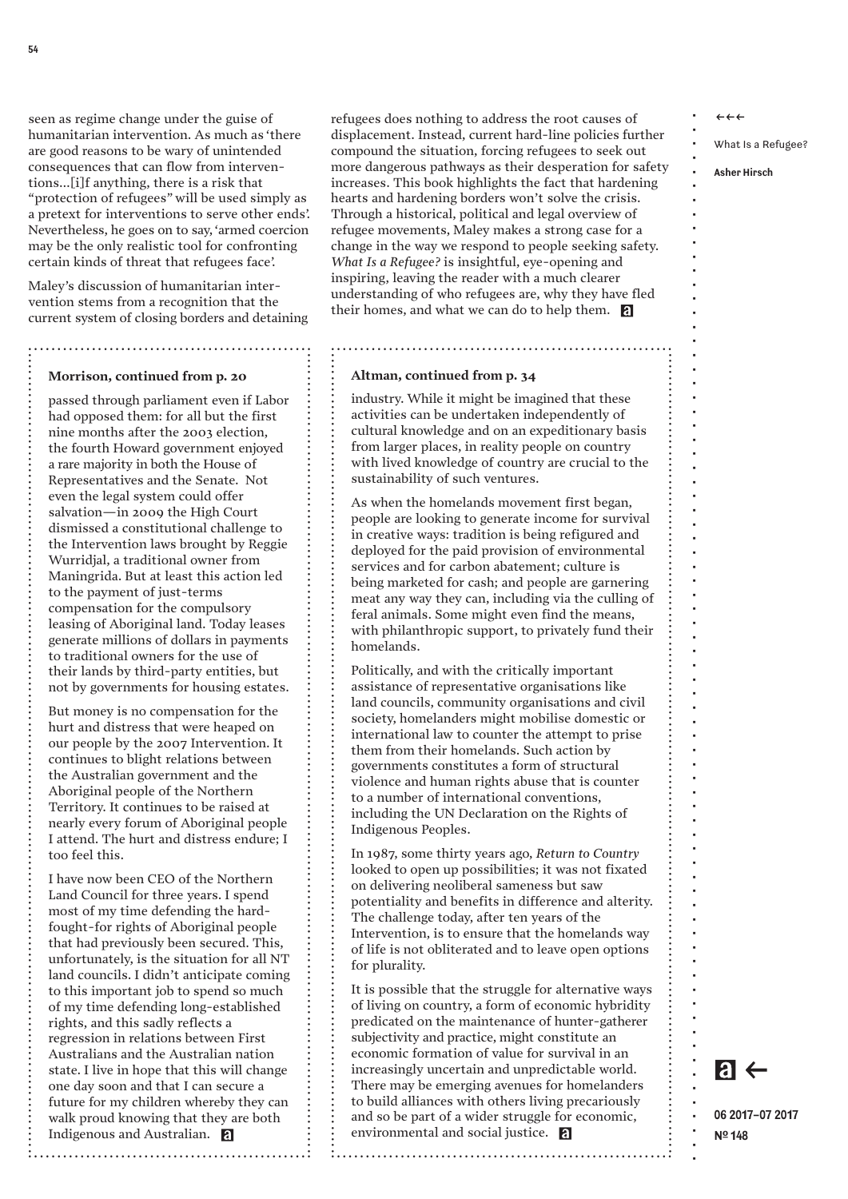seen as regime change under the guise of humanitarian intervention. As much as 'there are good reasons to be wary of unintended consequences that can flow from interventions…[i]f anything, there is a risk that "protection of refugees" will be used simply as a pretext for interventions to serve other ends'. Nevertheless, he goes on to say, 'armed coercion may be the only realistic tool for confronting certain kinds of threat that refugees face'.

Maley's discussion of humanitarian intervention stems from a recognition that the current system of closing borders and detaining refugees does nothing to address the root causes of displacement. Instead, current hard-line policies further compound the situation, forcing refugees to seek out more dangerous pathways as their desperation for safety increases. This book highlights the fact that hardening hearts and hardening borders won't solve the crisis. Through a historical, political and legal overview of refugee movements, Maley makes a strong case for a change in the way we respond to people seeking safety. *What Is a Refugee?* is insightful, eye-opening and inspiring, leaving the reader with a much clearer understanding of who refugees are, why they have fled their homes, and what we can do to help them.

---

**Morrison, continued from p. 20**

passed through parliament even if Labor had opposed them: for all but the first nine months after the 2003 election, the fourth Howard government enjoyed a rare majority in both the House of Representatives and the Senate. Not even the legal system could offer salvation—in 2009 the High Court dismissed a constitutional challenge to the Intervention laws brought by Reggie Wurridjal, a traditional owner from Maningrida. But at least this action led to the payment of just-terms compensation for the compulsory leasing of Aboriginal land. Today leases generate millions of dollars in payments to traditional owners for the use of their lands by third-party entities, but not by governments for housing estates.

But money is no compensation for the hurt and distress that were heaped on our people by the 2007 Intervention. It continues to blight relations between the Australian government and the Aboriginal people of the Northern Territory. It continues to be raised at nearly every forum of Aboriginal people I attend. The hurt and distress endure; I too feel this.

I have now been CEO of the Northern Land Council for three years. I spend most of my time defending the hard-fought-for rights of Aboriginal people that had previously been secured. This, unfortunately, is the situation for all NT land councils. I didn't anticipate coming to this important job to spend so much of my time defending long-established rights, and this sadly reflects a regression in relations between First Australians and the Australian nation state. I live in hope that this will change one day soon and that I can secure a future for my children whereby they can walk proud knowing that they are both Indigenous and Australian.

---

**Altman, continued from p. 34**

industry. While it might be imagined that these activities can be undertaken independently of cultural knowledge and on an expeditionary basis from larger places, in reality people on country with lived knowledge of country are crucial to the sustainability of such ventures.

As when the homelands movement first began, people are looking to generate income for survival in creative ways: tradition is being refigured and deployed for the paid provision of environmental services and for carbon abatement; culture is being marketed for cash; and people are garnering meat any way they can, including via the culling of feral animals. Some might even find the means, with philanthropic support, to privately fund their homelands.

Politically, and with the critically important assistance of representative organisations like land councils, community organisations and civil society, homelanders might mobilise domestic or international law to counter the attempt to prise them from their homelands. Such action by governments constitutes a form of structural violence and human rights abuse that is counter to a number of international conventions, including the UN Declaration on the Rights of Indigenous Peoples.

In 1987, some thirty years ago, *Return to Country* looked to open up possibilities; it was not fixated on delivering neoliberal sameness but saw potentiality and benefits in difference and alterity. The challenge today, after ten years of the Intervention, is to ensure that the homelands way of life is not obliterated and to leave open options for plurality.

It is possible that the struggle for alternative ways of living on country, a form of economic hybridity predicated on the maintenance of hunter-gatherer subjectivity and practice, might constitute an economic formation of value for survival in an increasingly uncertain and unpredictable world. There may be emerging avenues for homelanders to build alliances with others living precariously and so be part of a wider struggle for economic, environmental and social justice.